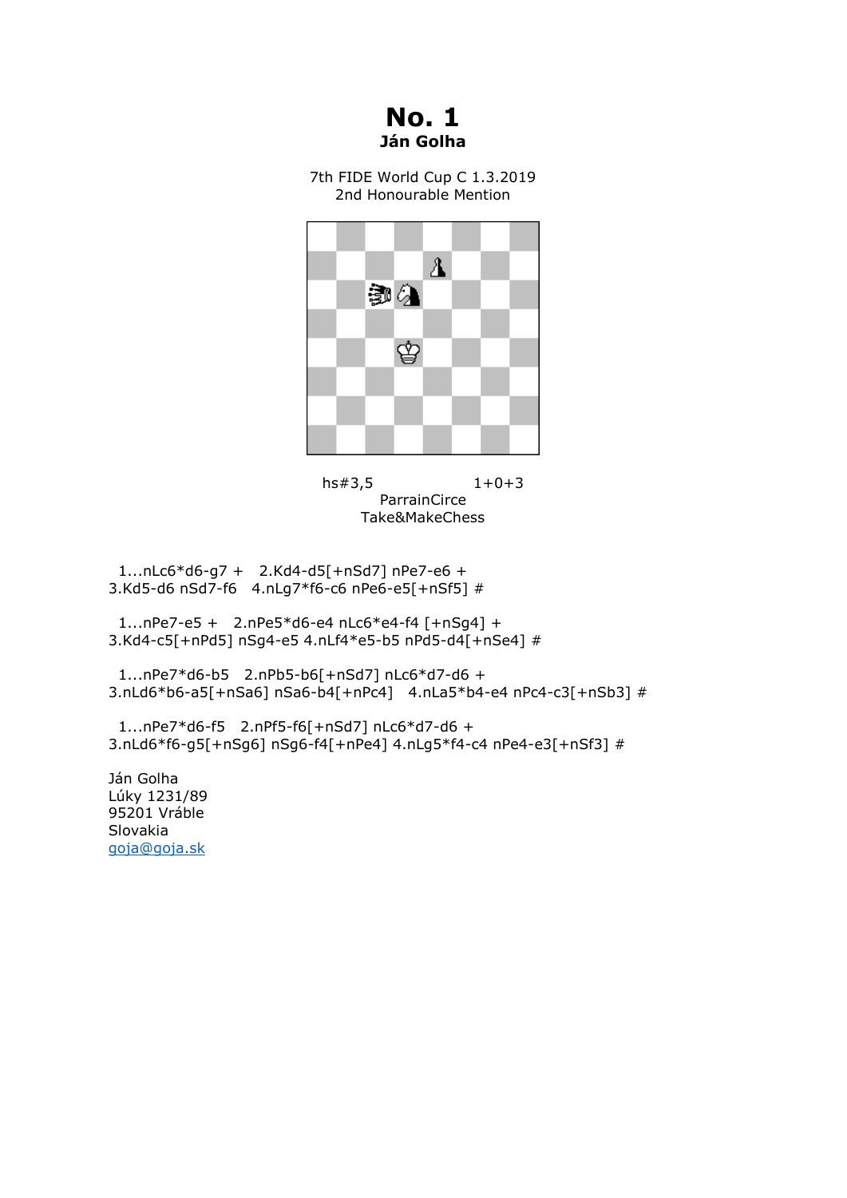# No. 1

**Ján Golha**

7th FIDE World Cup C 1.3.2019
2nd Honourable Mention

hs#3,5 1+0+3
ParrainCirce
Take&MakeChess

1...nLc6*d6-g7 + 2.Kd4-d5[+nSd7] nPe7-e6 + 3.Kd5-d6 nSd7-f6 4.nLg7*f6-c6 nPe6-e5[+nSf5] #

1...nPe7-e5 + 2.nPe5*d6-e4 nLc6*e4-f4 [+nSg4] + 3.Kd4-c5[+nPd5] nSg4-e5 4.nLf4*e5-b5 nPd5-d4[+nSe4] #

1...nPe7*d6-b5 2.nPb5-b6[+nSd7] nLc6*d7-d6 + 3.nLd6*b6-a5[+nSa6] nSa6-b4[+nPc4] 4.nLa5*b4-e4 nPc4-c3[+nSb3] #

1...nPe7*d6-f5 2.nPf5-f6[+nSd7] nLc6*d7-d6 + 3.nLd6*f6-g5[+nSg6] nSg6-f4[+nPe4] 4.nLg5*f4-c4 nPe4-e3[+nSf3] #

Ján Golha
Lúky 1231/89
95201 Vráble
Slovakia
goja@goja.sk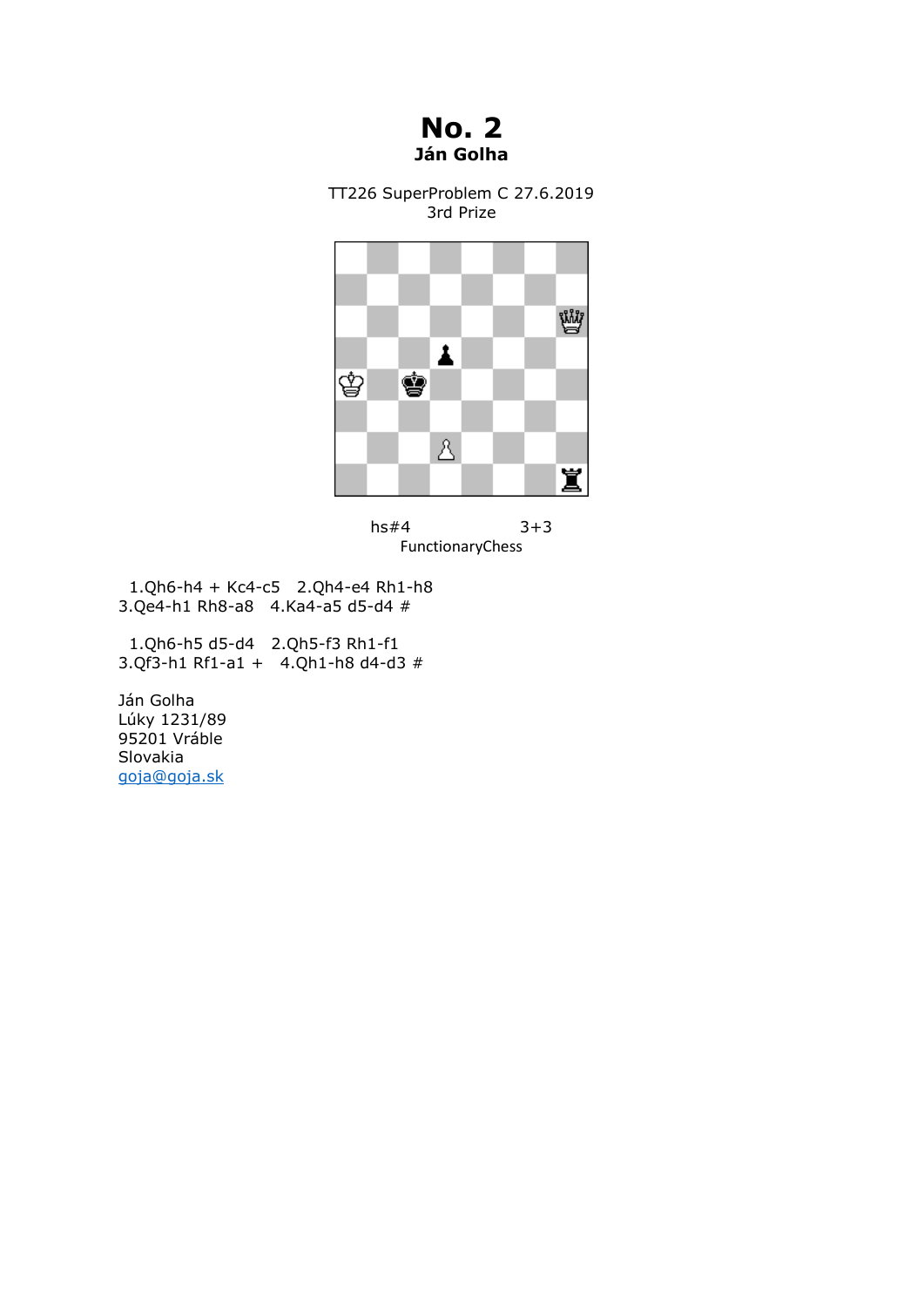# No. 2

**Ján Golha**

TT226 SuperProblem C 27.6.2019

3rd Prize

hs#4 3+3

FunctionaryChess

1.Qh6-h4 + Kc4-c5 2.Qh4-e4 Rh1-h8
3.Qe4-h1 Rh8-a8 4.Ka4-a5 d5-d4 #

1.Qh6-h5 d5-d4 2.Qh5-f3 Rh1-f1
3.Qf3-h1 Rf1-a1 + 4.Qh1-h8 d4-d3 #

Ján Golha
Lúky 1231/89
95201 Vráble
Slovakia
goja@goja.sk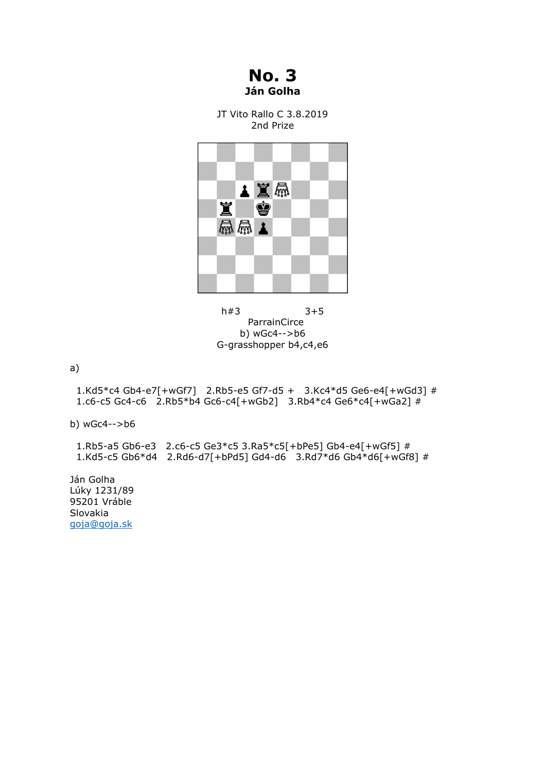# No. 3

**Ján Golha**

JT Vito Rallo C 3.8.2019
2nd Prize

h#3 3+5
ParrainCirce
b) wGc4-->b6
G-grasshopper b4,c4,e6

a)

1.Kd5*c4 Gb4-e7[+wGf7] 2.Rb5-e5 Gf7-d5 + 3.Kc4*d5 Ge6-e4[+wGd3] #
1.c6-c5 Gc4-c6 2.Rb5*b4 Gc6-c4[+wGb2] 3.Rb4*c4 Ge6*c4[+wGa2] #

b) wGc4-->b6

1.Rb5-a5 Gb6-e3 2.c6-c5 Ge3*c5 3.Ra5*c5[+bPe5] Gb4-e4[+wGf5] #
1.Kd5-c5 Gb6*d4 2.Rd6-d7[+bPd5] Gd4-d6 3.Rd7*d6 Gb4*d6[+wGf8] #

Ján Golha
Lúky 1231/89
95201 Vráble
Slovakia
goja@goja.sk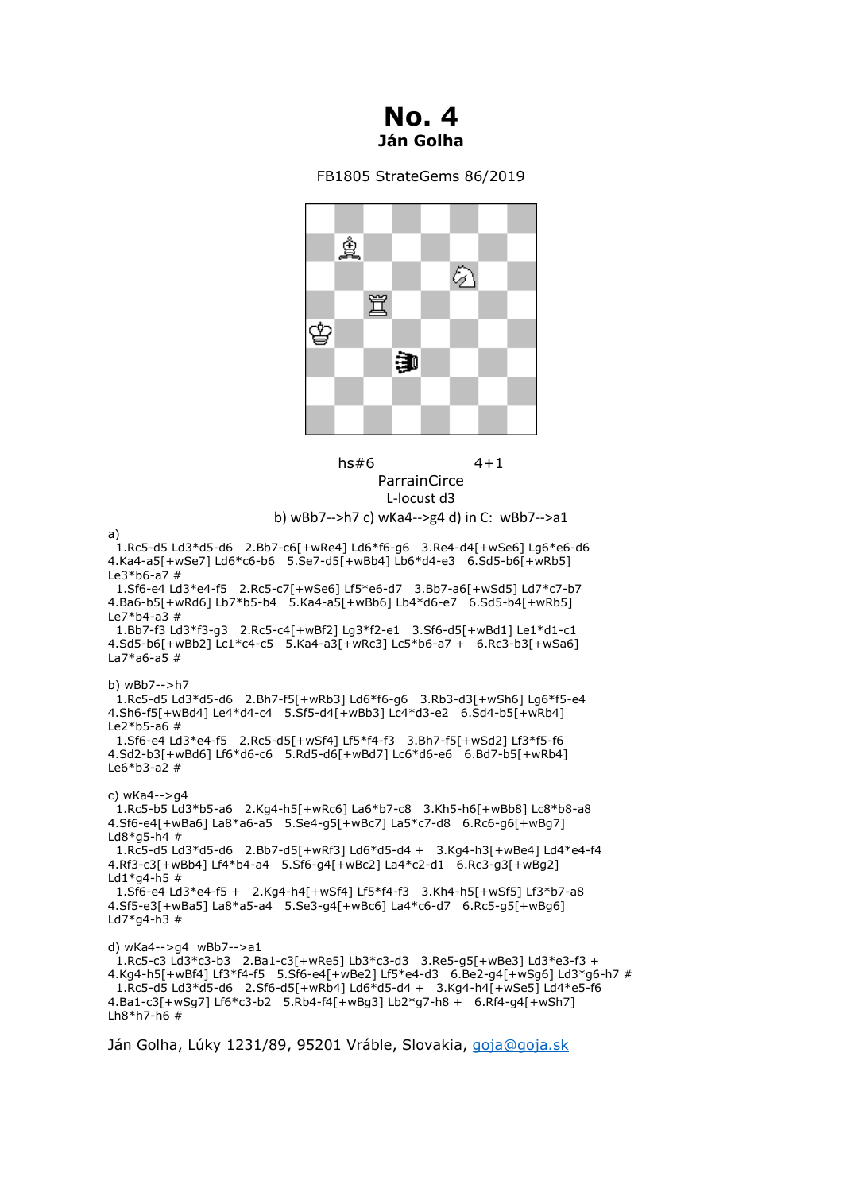# No. 4

**Ján Golha**

FB1805 StrateGems 86/2019

hs#6 4+1

ParrainCirce

L-locust d3

b) wBb7-->h7 c) wKa4-->g4 d) in C: wBb7-->a1

a)

1.Rc5-d5 Ld3*d5-d6 2.Bb7-c6[+wRe4] Ld6*f6-g6 3.Re4-d4[+wSe6] Lg6*e6-d6 4.Ka4-a5[+wSe7] Ld6*c6-b6 5.Se7-d5[+wBb4] Lb6*d4-e3 6.Sd5-b6[+wRb5] Le3*b6-a7 #

1.Sf6-e4 Ld3*e4-f5 2.Rc5-c7[+wSe6] Lf5*e6-d7 3.Bb7-a6[+wSd5] Ld7*c7-b7 4.Ba6-b5[+wRd6] Lb7*b5-b4 5.Ka4-a5[+wBb6] Lb4*d6-e7 6.Sd5-b4[+wRb5] Le7*b4-a3 #

1.Bb7-f3 Ld3*f3-g3 2.Rc5-c4[+wBf2] Lg3*f2-e1 3.Sf6-d5[+wBd1] Le1*d1-c1 4.Sd5-b6[+wBb2] Lc1*c4-c5 5.Ka4-a3[+wRc3] Lc5*b6-a7 + 6.Rc3-b3[+wSa6] La7*a6-a5 #

b) wBb7-->h7

1.Rc5-d5 Ld3*d5-d6 2.Bh7-f5[+wRb3] Ld6*f6-g6 3.Rb3-d3[+wSh6] Lg6*f5-e4 4.Sh6-f5[+wBd4] Le4*d4-c4 5.Sf5-d4[+wBb3] Lc4*d3-e2 6.Sd4-b5[+wRb4] Le2*b5-a6 #

1.Sf6-e4 Ld3*e4-f5 2.Rc5-d5[+wSf4] Lf5*f4-f3 3.Bh7-f5[+wSd2] Lf3*f5-f6 4.Sd2-b3[+wBd6] Lf6*d6-c6 5.Rd5-d6[+wBd7] Lc6*d6-e6 6.Bd7-b5[+wRb4] Le6*b3-a2 #

c) wKa4-->g4

1.Rc5-b5 Ld3*b5-a6 2.Kg4-h5[+wRc6] La6*b7-c8 3.Kh5-h6[+wBb8] Lc8*b8-a8 4.Sf6-e4[+wBa6] La8*a6-a5 5.Se4-g5[+wBc7] La5*c7-d8 6.Rc6-g6[+wBg7] Ld8*g5-h4 #

1.Rc5-d5 Ld3*d5-d6 2.Bb7-d5[+wRf3] Ld6*d5-d4 + 3.Kg4-h3[+wBe4] Ld4*e4-f4 4.Rf3-c3[+wBb4] Lf4*b4-a4 5.Sf6-g4[+wBc2] La4*c2-d1 6.Rc3-g3[+wBg2] Ld1*g4-h5 #

1.Sf6-e4 Ld3*e4-f5 + 2.Kg4-h4[+wSf4] Lf5*f4-f3 3.Kh4-h5[+wSf5] Lf3*b7-a8 4.Sf5-e3[+wBa5] La8*a5-a4 5.Se3-g4[+wBc6] La4*c6-d7 6.Rc5-g5[+wBg6] Ld7*g4-h3 #

d) wKa4-->g4 wBb7-->a1

1.Rc5-c3 Ld3*c3-b3 2.Ba1-c3[+wRe5] Lb3*c3-d3 3.Re5-g5[+wBe3] Ld3*e3-f3 + 4.Kg4-h5[+wBf4] Lf3*f4-f5 5.Sf6-e4[+wBe2] Lf5*e4-d3 6.Be2-g4[+wSg6] Ld3*g6-h7 #

1.Rc5-d5 Ld3*d5-d6 2.Sf6-d5[+wRb4] Ld6*d5-d4 + 3.Kg4-h4[+wSe5] Ld4*e5-f6 4.Ba1-c3[+wSg7] Lf6*c3-b2 5.Rb4-f4[+wBg3] Lb2*g7-h8 + 6.Rf4-g4[+wSh7] Lh8*h7-h6 #

Ján Golha, Lúky 1231/89, 95201 Vráble, Slovakia, goja@goja.sk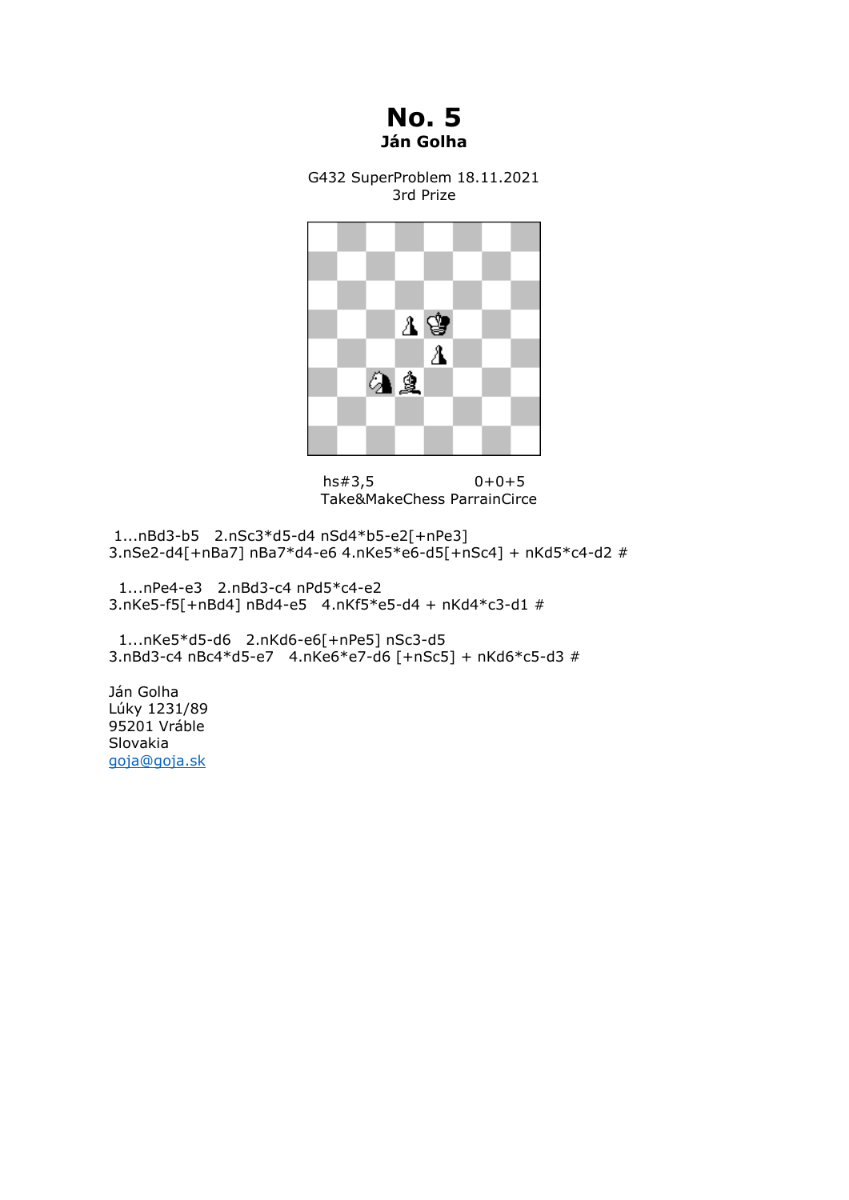# No. 5

**Ján Golha**

G432 SuperProblem 18.11.2021
3rd Prize

hs#3,5 0+0+5
Take&MakeChess ParrainCirce

1...nBd3-b5 2.nSc3*d5-d4 nSd4*b5-e2[+nPe3]
3.nSe2-d4[+nBa7] nBa7*d4-e6 4.nKe5*e6-d5[+nSc4] + nKd5*c4-d2 #

1...nPe4-e3 2.nBd3-c4 nPd5*c4-e2
3.nKe5-f5[+nBd4] nBd4-e5 4.nKf5*e5-d4 + nKd4*c3-d1 #

1...nKe5*d5-d6 2.nKd6-e6[+nPe5] nSc3-d5
3.nBd3-c4 nBc4*d5-e7 4.nKe6*e7-d6 [+nSc5] + nKd6*c5-d3 #

Ján Golha
Lúky 1231/89
95201 Vráble
Slovakia
goja@goja.sk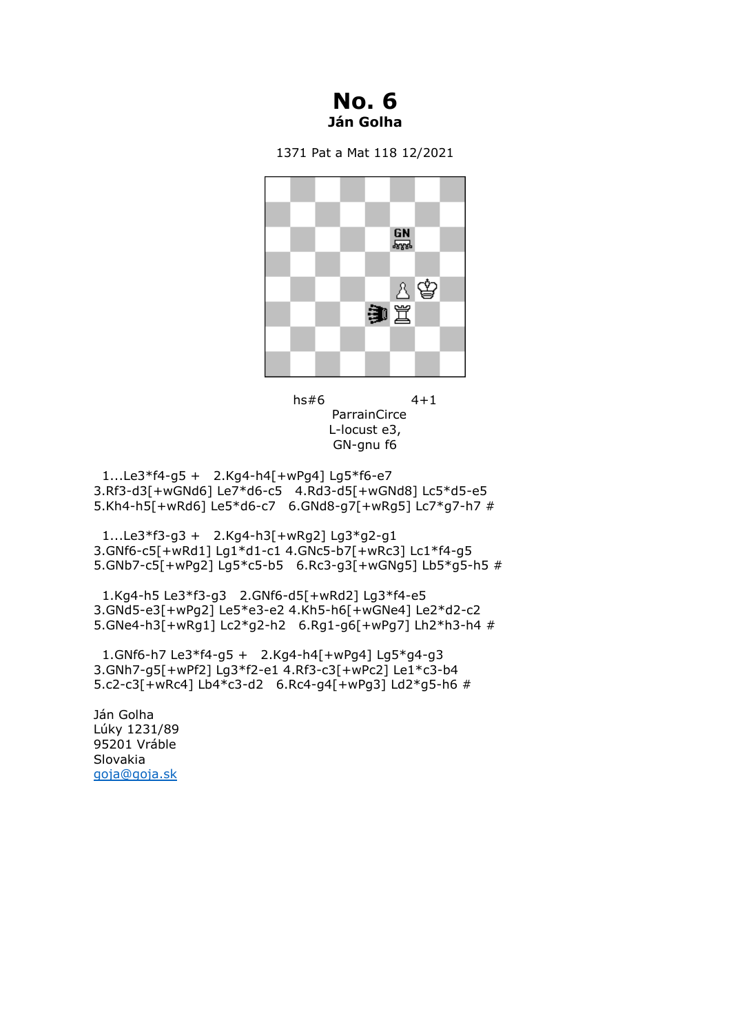# No. 6

**Ján Golha**

1371 Pat a Mat 118 12/2021

hs#6 4+1

ParrainCirce

L-locust e3,

GN-gnu f6

1...Le3*f4-g5 + 2.Kg4-h4[+wPg4] Lg5*f6-e7
3.Rf3-d3[+wGNd6] Le7*d6-c5 4.Rd3-d5[+wGNd8] Lc5*d5-e5
5.Kh4-h5[+wRd6] Le5*d6-c7 6.GNd8-g7[+wRg5] Lc7*g7-h7 #

1...Le3*f3-g3 + 2.Kg4-h3[+wRg2] Lg3*g2-g1
3.GNf6-c5[+wRd1] Lg1*d1-c1 4.GNc5-b7[+wRc3] Lc1*f4-g5
5.GNb7-c5[+wPg2] Lg5*c5-b5 6.Rc3-g3[+wGNg5] Lb5*g5-h5 #

1.Kg4-h5 Le3*f3-g3 2.GNf6-d5[+wRd2] Lg3*f4-e5
3.GNd5-e3[+wPg2] Le5*e3-e2 4.Kh5-h6[+wGNe4] Le2*d2-c2
5.GNe4-h3[+wRg1] Lc2*g2-h2 6.Rg1-g6[+wPg7] Lh2*h3-h4 #

1.GNf6-h7 Le3*f4-g5 + 2.Kg4-h4[+wPg4] Lg5*g4-g3
3.GNh7-g5[+wPf2] Lg3*f2-e1 4.Rf3-c3[+wPc2] Le1*c3-b4
5.c2-c3[+wRc4] Lb4*c3-d2 6.Rc4-g4[+wPg3] Ld2*g5-h6 #

Ján Golha
Lúky 1231/89
95201 Vráble
Slovakia
goja@goja.sk